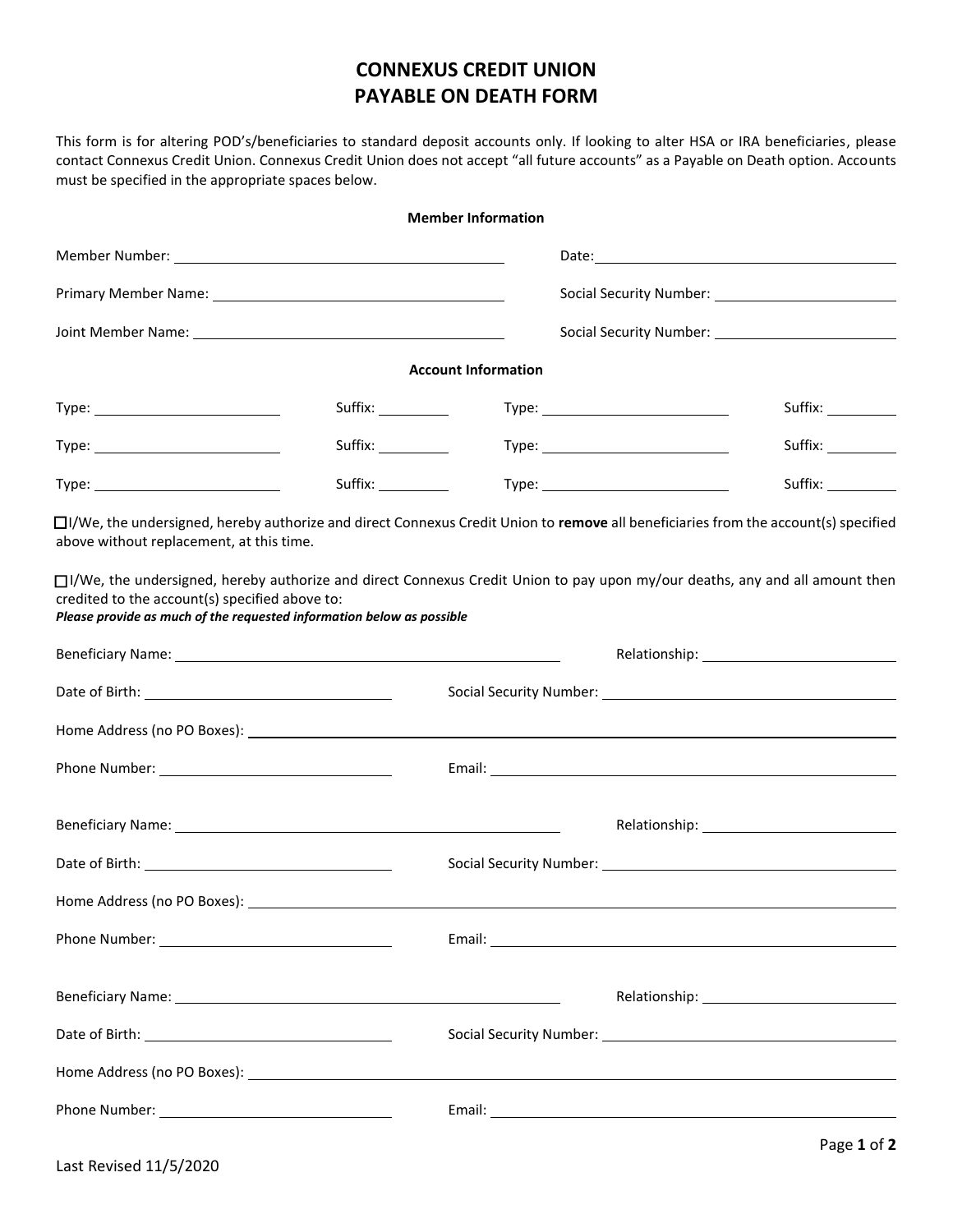# CONNEXUS CREDIT UNION
# PAYABLE ON DEATH FORM

This form is for altering POD's/beneficiaries to standard deposit accounts only. If looking to alter HSA or IRA beneficiaries, please contact Connexus Credit Union. Connexus Credit Union does not accept "all future accounts" as a Payable on Death option. Accounts must be specified in the appropriate spaces below.

### Member Information

Member Number: ______________________ Date: ______________________

Primary Member Name: ______________________ Social Security Number: ______________________

Joint Member Name: ______________________ Social Security Number: ______________________

### Account Information

Type: ______________ Suffix: ________ Type: ______________ Suffix: ________

Type: ______________ Suffix: ________ Type: ______________ Suffix: ________

Type: ______________ Suffix: ________ Type: ______________ Suffix: ________

☐ I/We, the undersigned, hereby authorize and direct Connexus Credit Union to **remove** all beneficiaries from the account(s) specified above without replacement, at this time.

☐ I/We, the undersigned, hereby authorize and direct Connexus Credit Union to pay upon my/our deaths, any and all amount then credited to the account(s) specified above to:

***Please provide as much of the requested information below as possible***

Beneficiary Name: ______________________ Relationship: ______________________

Date of Birth: ______________________ Social Security Number: ______________________

Home Address (no PO Boxes): ______________________

Phone Number: ______________________ Email: ______________________

Beneficiary Name: ______________________ Relationship: ______________________

Date of Birth: ______________________ Social Security Number: ______________________

Home Address (no PO Boxes): ______________________

Phone Number: ______________________ Email: ______________________

Beneficiary Name: ______________________ Relationship: ______________________

Date of Birth: ______________________ Social Security Number: ______________________

Home Address (no PO Boxes): ______________________

Phone Number: ______________________ Email: ______________________

Last Revised 11/5/2020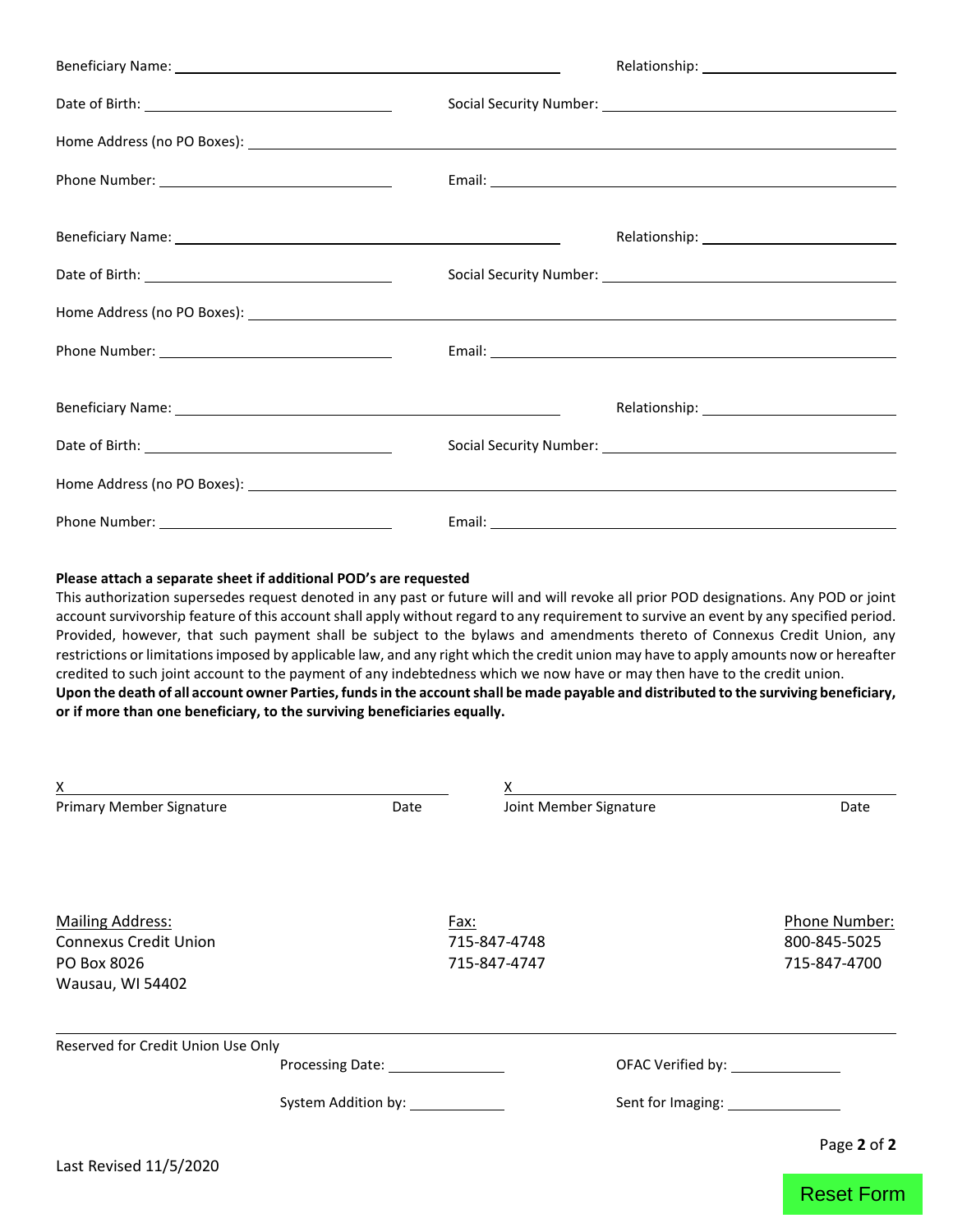Beneficiary Name: ______________________________ Relationship: ______________

Date of Birth: ______________________ Social Security Number: ______________________

Home Address (no PO Boxes): ______________________________________________

Phone Number: ______________________ Email: ______________________________

Beneficiary Name: ______________________________ Relationship: ______________

Date of Birth: ______________________ Social Security Number: ______________________

Home Address (no PO Boxes): ______________________________________________

Phone Number: ______________________ Email: ______________________________

Beneficiary Name: ______________________________ Relationship: ______________

Date of Birth: ______________________ Social Security Number: ______________________

Home Address (no PO Boxes): ______________________________________________

Phone Number: ______________________ Email: ______________________________

**Please attach a separate sheet if additional POD's are requested**

This authorization supersedes request denoted in any past or future will and will revoke all prior POD designations. Any POD or joint account survivorship feature of this account shall apply without regard to any requirement to survive an event by any specified period. Provided, however, that such payment shall be subject to the bylaws and amendments thereto of Connexus Credit Union, any restrictions or limitations imposed by applicable law, and any right which the credit union may have to apply amounts now or hereafter credited to such joint account to the payment of any indebtedness which we now have or may then have to the credit union.

**Upon the death of all account owner Parties, funds in the account shall be made payable and distributed to the surviving beneficiary, or if more than one beneficiary, to the surviving beneficiaries equally.**

X ______________________________
Primary Member Signature Date

X ______________________________
Joint Member Signature Date

Mailing Address:
Connexus Credit Union
PO Box 8026
Wausau, WI 54402

Fax:
715-847-4748
715-847-4747

Phone Number:
800-845-5025
715-847-4700

Reserved for Credit Union Use Only

Processing Date: ______________ OFAC Verified by: ______________

System Addition by: ______________ Sent for Imaging: ______________

Last Revised 11/5/2020

Reset Form